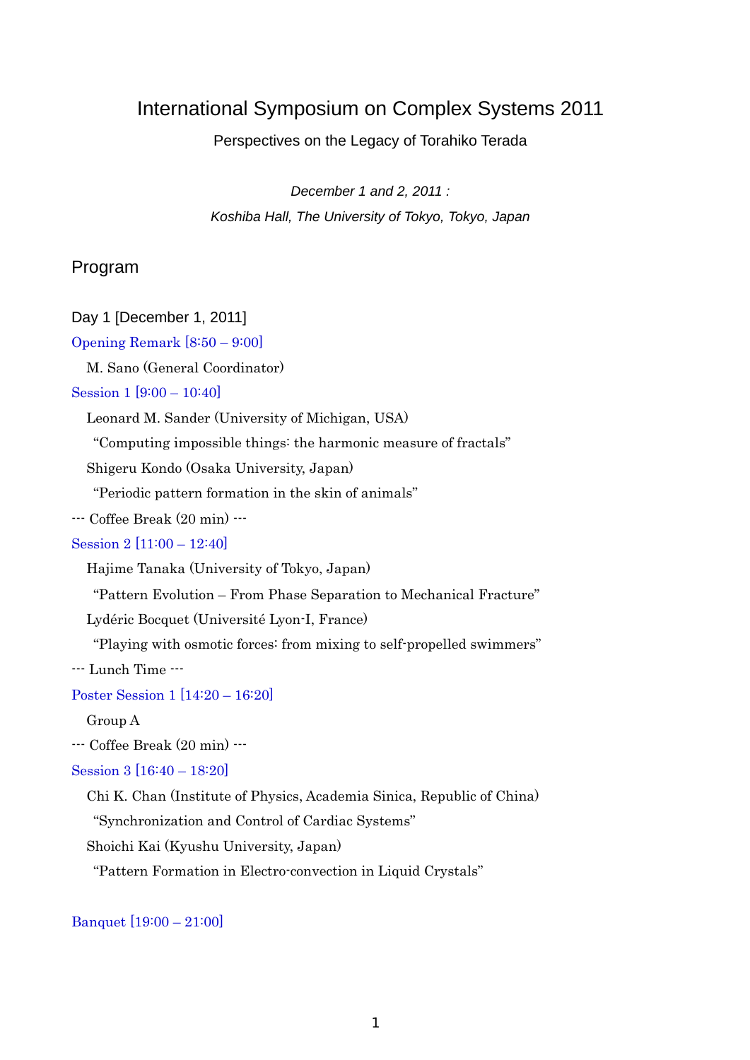# International Symposium on Complex Systems 2011

Perspectives on the Legacy of Torahiko Terada

*December 1 and 2, 2011 :*

*Koshiba Hall, The University of Tokyo, Tokyo, Japan*

## Program

### Day 1 [December 1, 2011]

Opening Remark [8:50 – 9:00]

M. Sano (General Coordinator)

Session 1 [9:00 – 10:40]

Leonard M. Sander (University of Michigan, USA)

"Computing impossible things: the harmonic measure of fractals"

Shigeru Kondo (Osaka University, Japan)

"Periodic pattern formation in the skin of animals"

--- Coffee Break (20 min) ---

Session 2 [11:00 – 12:40]

Hajime Tanaka (University of Tokyo, Japan)

"Pattern Evolution – From Phase Separation to Mechanical Fracture"

Lydéric Bocquet (Université Lyon-I, France)

"Playing with osmotic forces: from mixing to self-propelled swimmers"

--- Lunch Time ---

Poster Session 1 [14:20 – 16:20]

Group A

--- Coffee Break (20 min) ---

Session 3 [16:40 – 18:20]

Chi K. Chan (Institute of Physics, Academia Sinica, Republic of China)

"Synchronization and Control of Cardiac Systems"

Shoichi Kai (Kyushu University, Japan)

"Pattern Formation in Electro-convection in Liquid Crystals"

Banquet [19:00 – 21:00]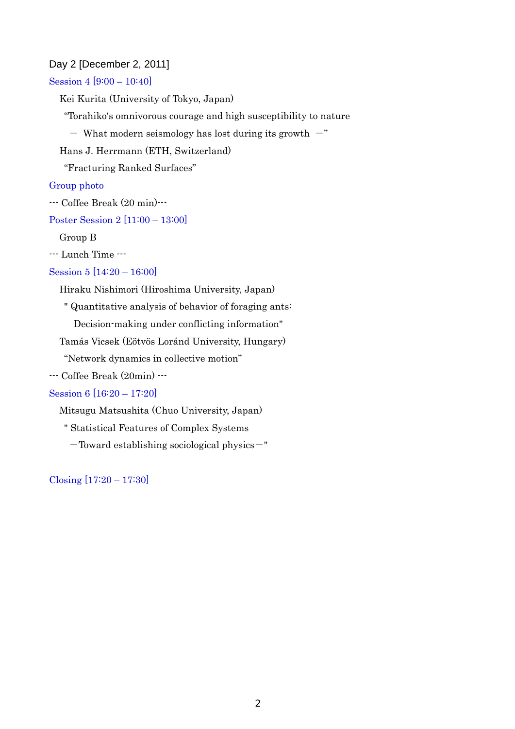## Day 2 [December 2, 2011]

### Session 4 [9:00 – 10:40]

Kei Kurita (University of Tokyo, Japan)

"Torahiko's omnivorous courage and high susceptibility to nature

— What modern seismology has lost during its growth —"

Hans J. Herrmann (ETH, Switzerland)

"Fracturing Ranked Surfaces"

### Group photo

--- Coffee Break (20 min)---

### Poster Session 2 [11:00 – 13:00]

Group B

--- Lunch Time ---

### Session 5 [14:20 – 16:00]

Hiraku Nishimori (Hiroshima University, Japan)

" Quantitative analysis of behavior of foraging ants:

Decision-making under conflicting information"

Tamás Vicsek (Eötvös Loránd University, Hungary)

"Network dynamics in collective motion"

--- Coffee Break (20min) ---

### Session 6 [16:20 – 17:20]

Mitsugu Matsushita (Chuo University, Japan)

" Statistical Features of Complex Systems

—Toward establishing sociological physics—"

### Closing [17:20 – 17:30]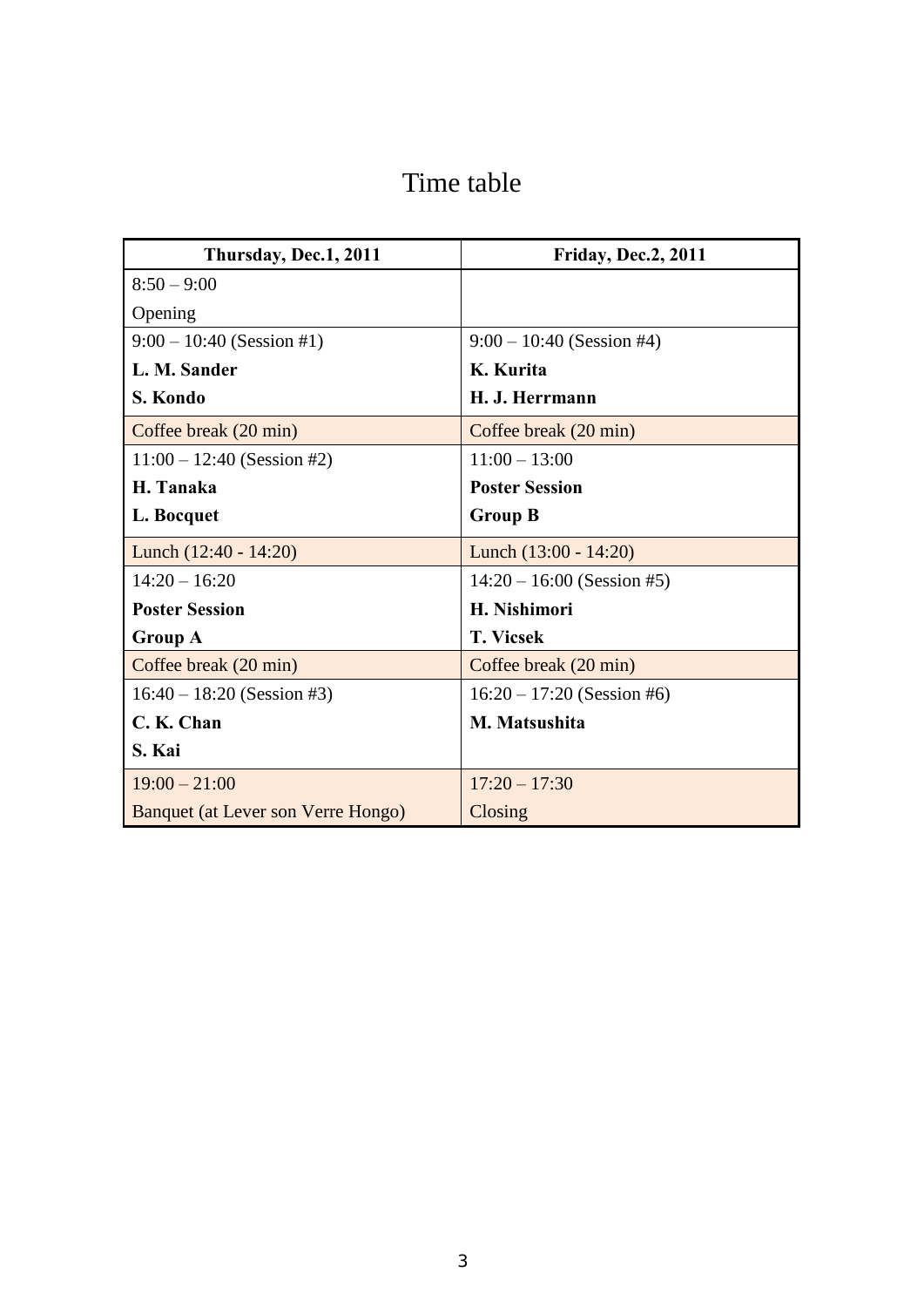# Time table

| **Thursday, Dec.1, 2011** | **Friday, Dec.2, 2011** |
|---|---|
| 8:50 – 9:00<br>Opening | |
| 9:00 – 10:40 (Session #1)<br>**L. M. Sander**<br>**S. Kondo** | 9:00 – 10:40 (Session #4)<br>**K. Kurita**<br>**H. J. Herrmann** |
| Coffee break (20 min) | Coffee break (20 min) |
| 11:00 – 12:40 (Session #2)<br>**H. Tanaka**<br>**L. Bocquet** | 11:00 – 13:00<br>**Poster Session**<br>**Group B** |
| Lunch (12:40 - 14:20) | Lunch (13:00 - 14:20) |
| 14:20 – 16:20<br>**Poster Session**<br>**Group A** | 14:20 – 16:00 (Session #5)<br>**H. Nishimori**<br>**T. Vicsek** |
| Coffee break (20 min) | Coffee break (20 min) |
| 16:40 – 18:20 (Session #3)<br>**C. K. Chan**<br>**S. Kai** | 16:20 – 17:20 (Session #6)<br>**M. Matsushita** |
| 19:00 – 21:00<br>Banquet (at Lever son Verre Hongo) | 17:20 – 17:30<br>Closing |